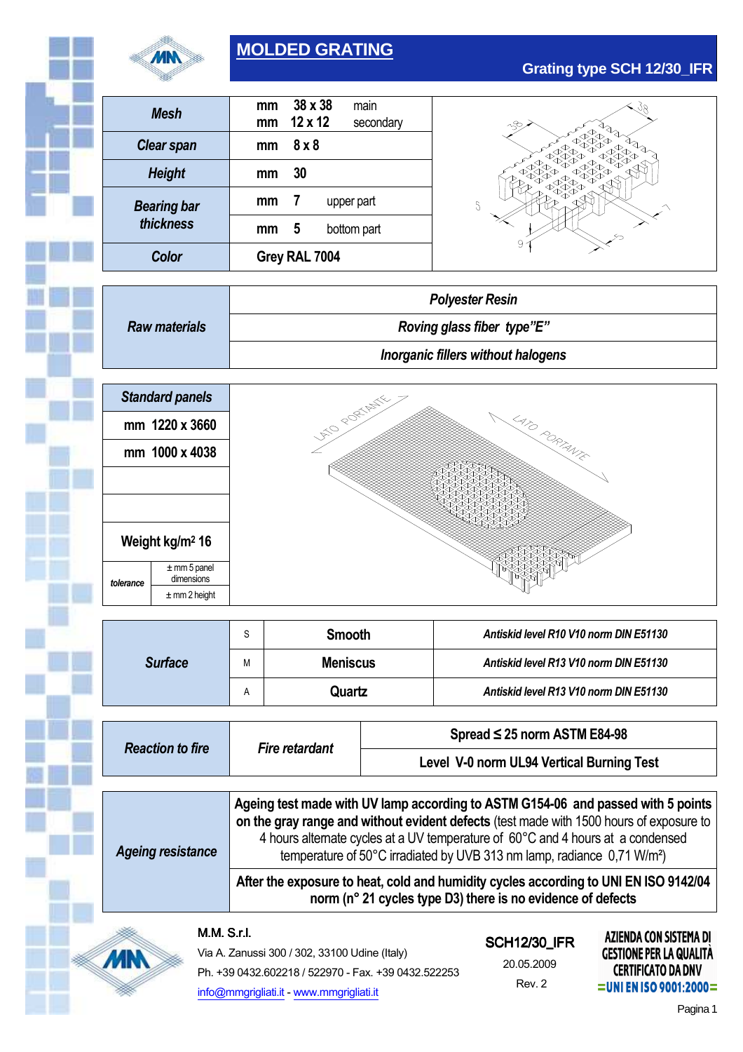# MOLDED GRATING

## Grating type SCH 12/30_IFR

| | | |
|---|---|---|
| **Mesh** | mm 38 x 38 main<br>mm 12 x 12 secondary | |
| **Clear span** | mm 8 x 8 | |
| **Height** | mm 30 | |
| **Bearing bar thickness** | mm 7 upper part | |
| | mm 5 bottom part | |
| **Color** | Grey RAL 7004 | |

| | |
|---|---|
| ***Raw materials*** | ***Polyester Resin*** |
| | ***Roving glass fiber type"E"*** |
| | ***Inorganic fillers without halogens*** |

| | |
|---|---|
| ***Standard panels*** | |
| **mm 1220 x 3660** | |
| **mm 1000 x 4038** | |
| | |
| | |
| **Weight kg/m² 16** | |
| *tolerance* | ± mm 5 panel dimensions |
| | ± mm 2 height |

LATO PORTANTE

LATO PORTANTE

| | | | |
|---|---|---|---|
| ***Surface*** | S | **Smooth** | ***Antiskid level R10 V10 norm DIN E51130*** |
| | M | **Meniscus** | ***Antiskid level R13 V10 norm DIN E51130*** |
| | A | **Quartz** | ***Antiskid level R13 V10 norm DIN E51130*** |

| | | |
|---|---|---|
| ***Reaction to fire*** | ***Fire retardant*** | **Spread ≤ 25 norm ASTM E84-98** |
| | | **Level V-0 norm UL94 Vertical Burning Test** |

| | |
|---|---|
| ***Ageing resistance*** | **Ageing test made with UV lamp according to ASTM G154-06 and passed with 5 points on the gray range and without evident defects** (test made with 1500 hours of exposure to 4 hours alternate cycles at a UV temperature of 60°C and 4 hours at a condensed temperature of 50°C irradiated by UVB 313 nm lamp, radiance 0,71 W/m²) |
| | **After the exposure to heat, cold and humidity cycles according to UNI EN ISO 9142/04 norm (n° 21 cycles type D3) there is no evidence of defects** |

M.M. S.r.l.
Via A. Zanussi 300 / 302, 33100 Udine (Italy)
Ph. +39 0432.602218 / 522970 - Fax. +39 0432.522253
info@mmgrigliati.it - www.mmgrigliati.it

**SCH12/30_IFR**
20.05.2009
Rev. 2

**AZIENDA CON SISTEMA DI GESTIONE PER LA QUALITÀ CERTIFICATO DA DNV**
**=UNI EN ISO 9001:2000=**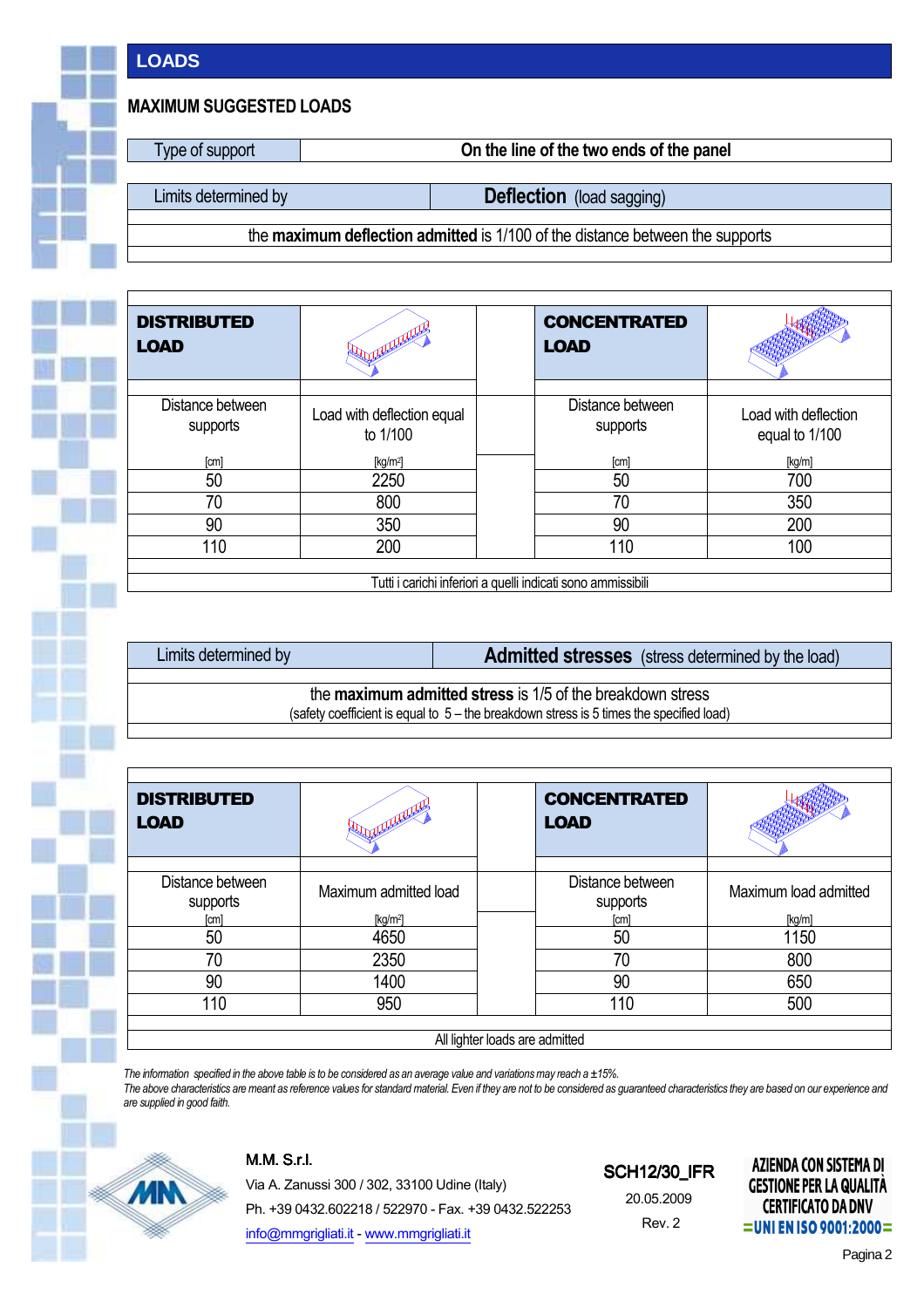## LOADS

### MAXIMUM SUGGESTED LOADS

| Type of support | On the line of the two ends of the panel |
|---|---|

| Limits determined by | **Deflection** (load sagging) |
|---|---|
| the **maximum deflection admitted** is 1/100 of the distance between the supports | |

| **DISTRIBUTED LOAD** | | | **CONCENTRATED LOAD** | |
|---|---|---|---|---|
| Distance between supports [cm] | Load with deflection equal to 1/100 [kg/m²] | | Distance between supports [cm] | Load with deflection equal to 1/100 [kg/m] |
| 50 | 2250 | | 50 | 700 |
| 70 | 800 | | 70 | 350 |
| 90 | 350 | | 90 | 200 |
| 110 | 200 | | 110 | 100 |

Tutti i carichi inferiori a quelli indicati sono ammissibili

| Limits determined by | **Admitted stresses** (stress determined by the load) |
|---|---|
| the **maximum admitted stress** is 1/5 of the breakdown stress (safety coefficient is equal to 5 – the breakdown stress is 5 times the specified load) | |

| **DISTRIBUTED LOAD** | | | **CONCENTRATED LOAD** | |
|---|---|---|---|---|
| Distance between supports [cm] | Maximum admitted load [kg/m²] | | Distance between supports [cm] | Maximum load admitted [kg/m] |
| 50 | 4650 | | 50 | 1150 |
| 70 | 2350 | | 70 | 800 |
| 90 | 1400 | | 90 | 650 |
| 110 | 950 | | 110 | 500 |

All lighter loads are admitted

*The information specified in the above table is to be considered as an average value and variations may reach a ±15%.*
*The above characteristics are meant as reference values for standard material. Even if they are not to be considered as guaranteed characteristics they are based on our experience and are supplied in good faith.*

M.M. S.r.l.
Via A. Zanussi 300 / 302, 33100 Udine (Italy)
Ph. +39 0432.602218 / 522970 - Fax. +39 0432.522253
info@mmgrigliati.it - www.mmgrigliati.it

SCH12/30_IFR
20.05.2009
Rev. 2

AZIENDA CON SISTEMA DI GESTIONE PER LA QUALITÀ CERTIFICATO DA DNV
=UNI EN ISO 9001:2000=